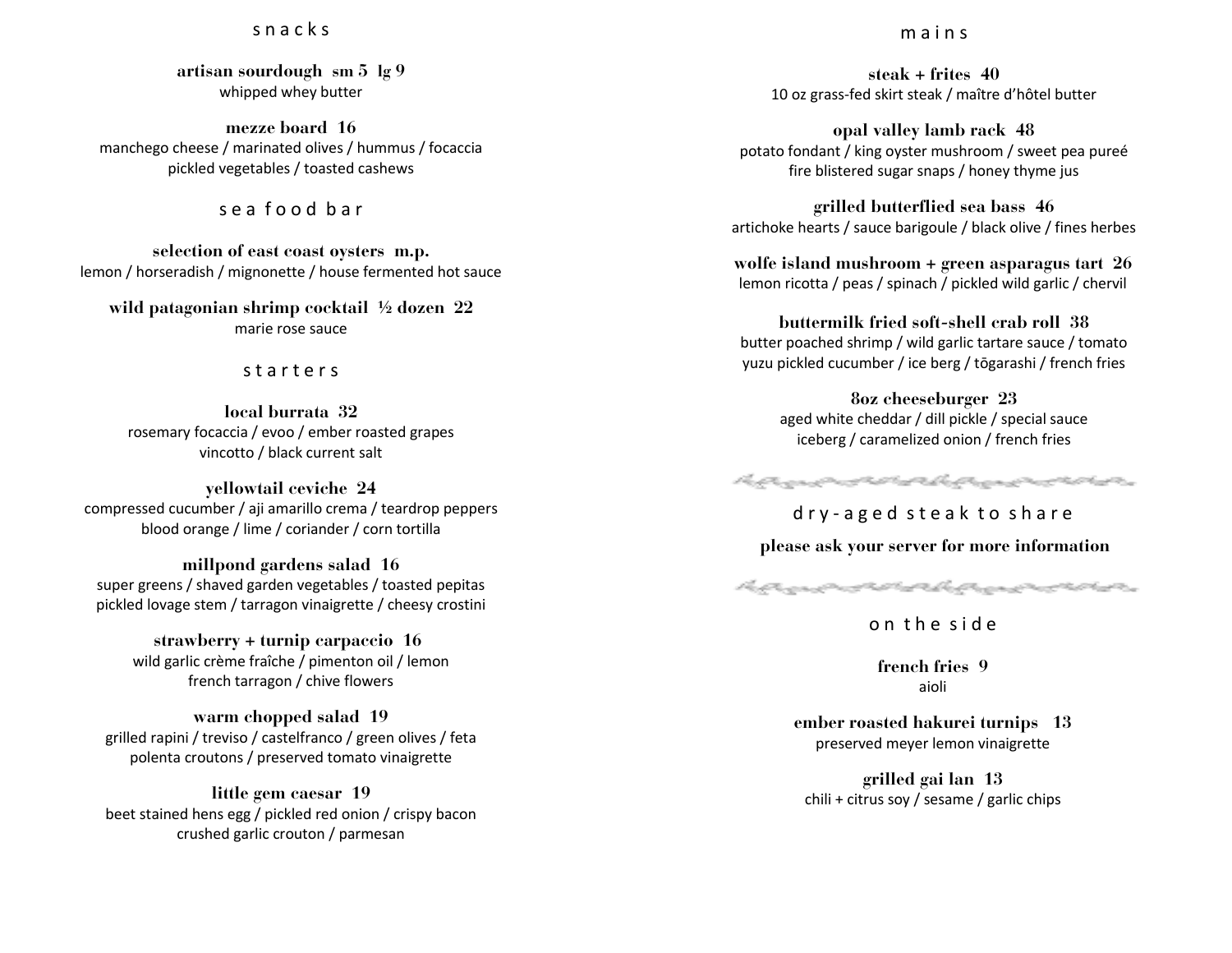## snacks

**artisan sourdough sm 5 lg 9**
whipped whey butter

**mezze board 16**
manchego cheese / marinated olives / hummus / focaccia
pickled vegetables / toasted cashews

## sea food bar

**selection of east coast oysters m.p.**
lemon / horseradish / mignonette / house fermented hot sauce

**wild patagonian shrimp cocktail ½ dozen 22**
marie rose sauce

## starters

**local burrata 32**
rosemary focaccia / evoo / ember roasted grapes
vincotto / black current salt

**yellowtail ceviche 24**
compressed cucumber / aji amarillo crema / teardrop peppers
blood orange / lime / coriander / corn tortilla

**millpond gardens salad 16**
super greens / shaved garden vegetables / toasted pepitas
pickled lovage stem / tarragon vinaigrette / cheesy crostini

**strawberry + turnip carpaccio 16**
wild garlic crème fraîche / pimenton oil / lemon
french tarragon / chive flowers

**warm chopped salad 19**
grilled rapini / treviso / castelfranco / green olives / feta
polenta croutons / preserved tomato vinaigrette

**little gem caesar 19**
beet stained hens egg / pickled red onion / crispy bacon
crushed garlic crouton / parmesan

## mains

**steak + frites 40**
10 oz grass-fed skirt steak / maître d'hôtel butter

**opal valley lamb rack 48**
potato fondant / king oyster mushroom / sweet pea pureé
fire blistered sugar snaps / honey thyme jus

**grilled butterflied sea bass 46**
artichoke hearts / sauce barigoule / black olive / fines herbes

**wolfe island mushroom + green asparagus tart 26**
lemon ricotta / peas / spinach / pickled wild garlic / chervil

**buttermilk fried soft-shell crab roll 38**
butter poached shrimp / wild garlic tartare sauce / tomato
yuzu pickled cucumber / ice berg / tōgarashi / french fries

**8oz cheeseburger 23**
aged white cheddar / dill pickle / special sauce
iceberg / caramelized onion / french fries

## dry-aged steak to share

**please ask your server for more information**

## on the side

**french fries 9**
aioli

**ember roasted hakurei turnips 13**
preserved meyer lemon vinaigrette

**grilled gai lan 13**
chili + citrus soy / sesame / garlic chips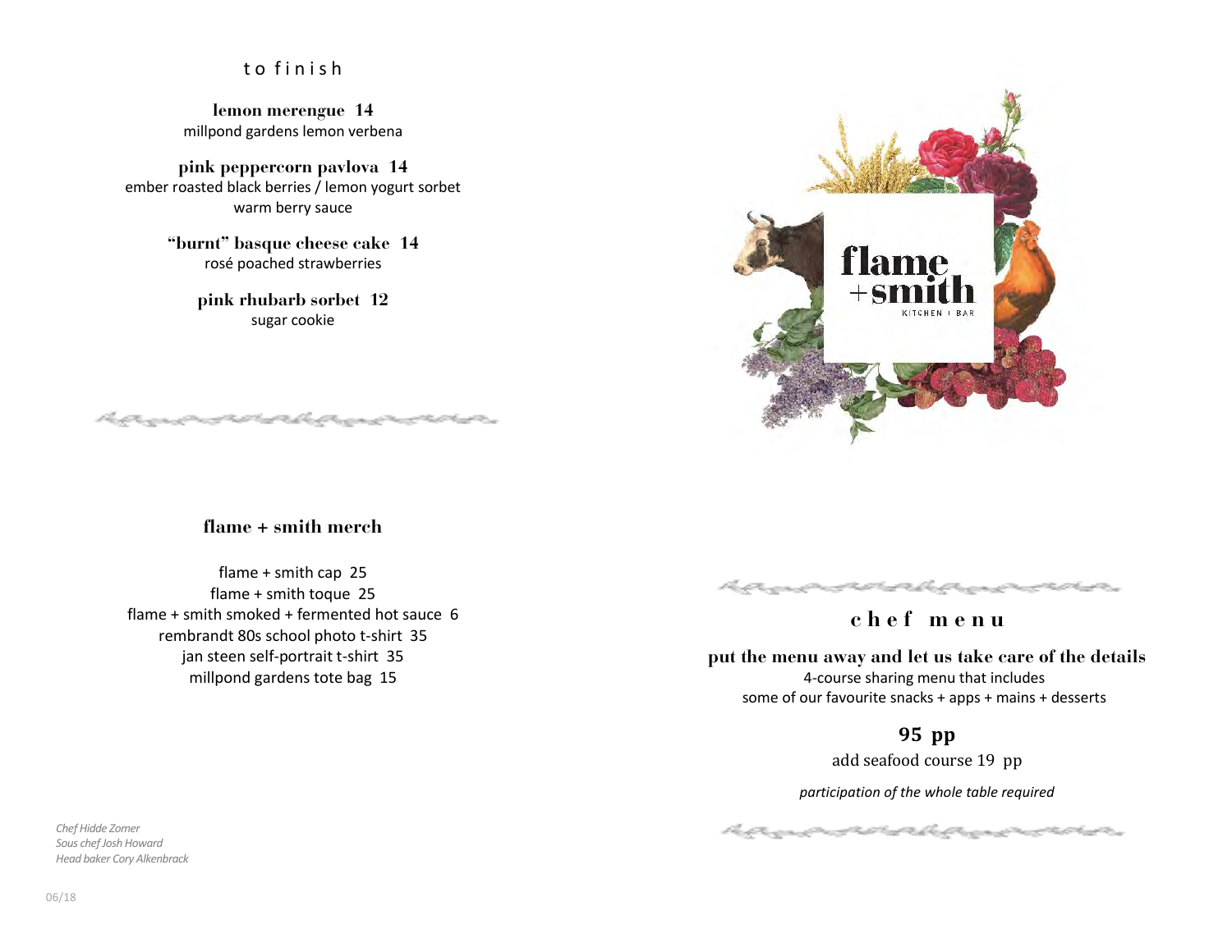## to finish

**lemon merengue 14**
millpond gardens lemon verbena

**pink peppercorn pavlova 14**
ember roasted black berries / lemon yogurt sorbet
warm berry sauce

**"burnt" basque cheese cake 14**
rosé poached strawberries

**pink rhubarb sorbet 12**
sugar cookie

## flame + smith merch

flame + smith cap 25
flame + smith toque 25
flame + smith smoked + fermented hot sauce 6
rembrandt 80s school photo t-shirt 35
jan steen self-portrait t-shirt 35
millpond gardens tote bag 15

*Chef Hidde Zomer*
*Sous chef Josh Howard*
*Head baker Cory Alkenbrack*

06/18

flame + smith
KITCHEN | BAR

## chef menu

**put the menu away and let us take care of the details**
4-course sharing menu that includes
some of our favourite snacks + apps + mains + desserts

**95 pp**
add seafood course 19 pp

*participation of the whole table required*